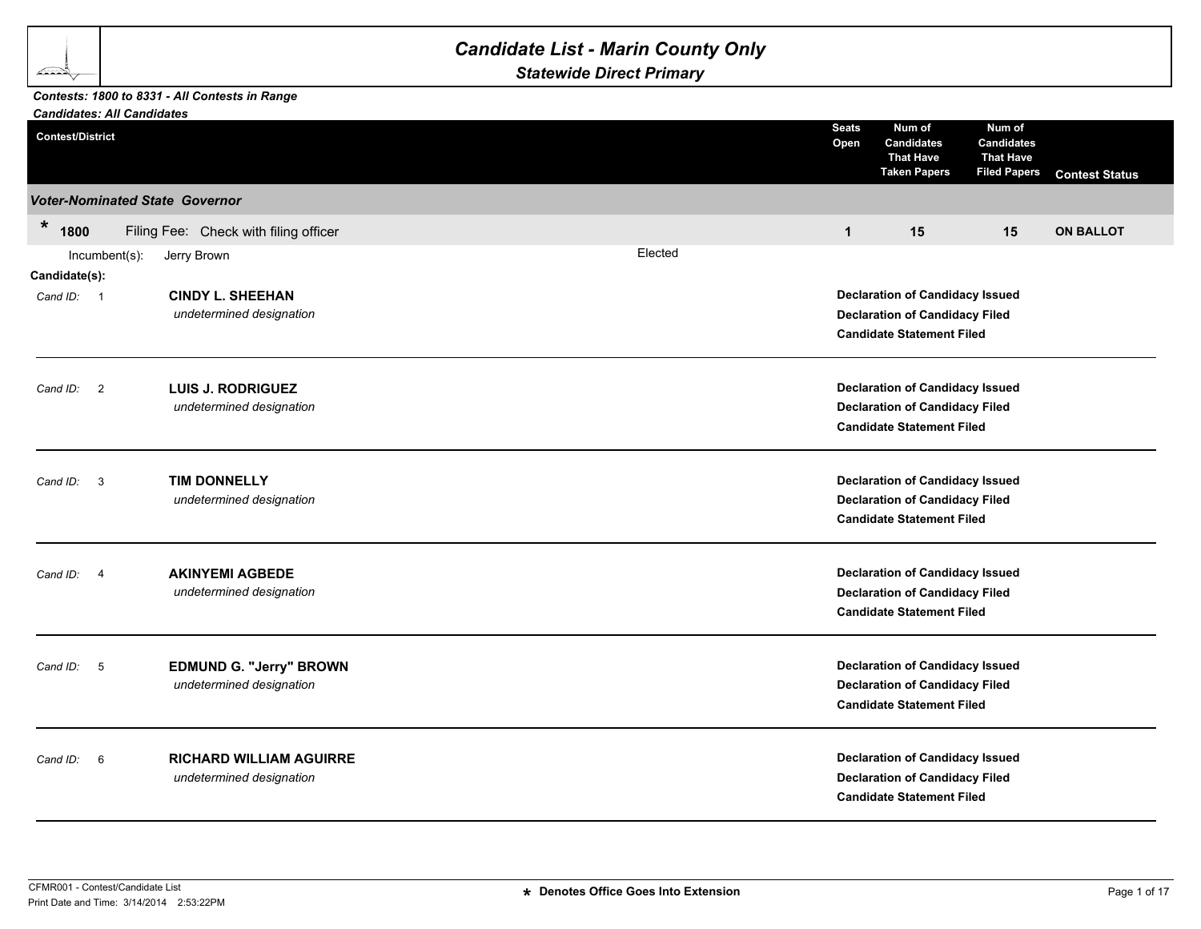# Candidate List - Marin County Only

## Statewide Direct Primary

***Contests: 1800 to 8331 - All Contests in Range***
***Candidates: All Candidates***

| Contest/District | Seats Open | Num of Candidates That Have Taken Papers | Num of Candidates That Have Filed Papers | Contest Status |
|---|---|---|---|---|
| ***Voter-Nominated State Governor*** | | | | |
| * **1800** Filing Fee: Check with filing officer | **1** | **15** | **15** | **ON BALLOT** |

Incumbent(s): Jerry Brown — Elected

**Candidate(s):**

*Cand ID:* 1 — **CINDY L. SHEEHAN**
*undetermined designation*
- **Declaration of Candidacy Issued**
- **Declaration of Candidacy Filed**
- **Candidate Statement Filed**

---

*Cand ID:* 2 — **LUIS J. RODRIGUEZ**
*undetermined designation*
- **Declaration of Candidacy Issued**
- **Declaration of Candidacy Filed**
- **Candidate Statement Filed**

---

*Cand ID:* 3 — **TIM DONNELLY**
*undetermined designation*
- **Declaration of Candidacy Issued**
- **Declaration of Candidacy Filed**
- **Candidate Statement Filed**

---

*Cand ID:* 4 — **AKINYEMI AGBEDE**
*undetermined designation*
- **Declaration of Candidacy Issued**
- **Declaration of Candidacy Filed**
- **Candidate Statement Filed**

---

*Cand ID:* 5 — **EDMUND G. "Jerry" BROWN**
*undetermined designation*
- **Declaration of Candidacy Issued**
- **Declaration of Candidacy Filed**
- **Candidate Statement Filed**

---

*Cand ID:* 6 — **RICHARD WILLIAM AGUIRRE**
*undetermined designation*
- **Declaration of Candidacy Issued**
- **Declaration of Candidacy Filed**
- **Candidate Statement Filed**

---

CFMR001 - Contest/Candidate List
Print Date and Time: 3/14/2014 2:53:22PM

* Denotes Office Goes Into Extension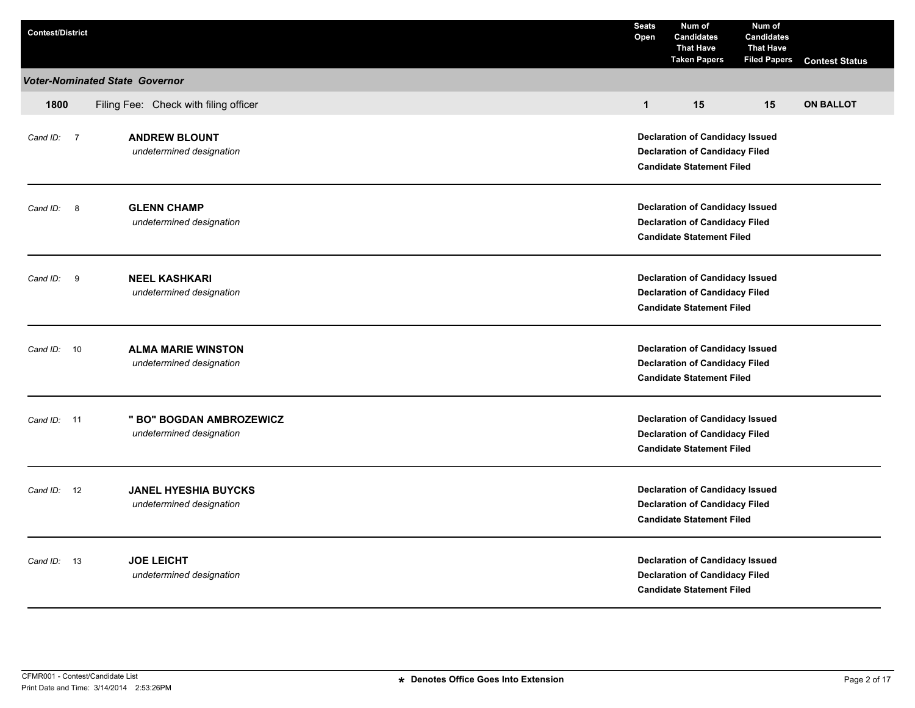| Contest/District | | Seats Open | Num of Candidates That Have Taken Papers | Num of Candidates That Have Filed Papers | Contest Status |
|---|---|---|---|---|---|
| ***Voter-Nominated State Governor*** | | | | | |
| **1800** | Filing Fee: Check with filing officer | **1** | **15** | **15** | **ON BALLOT** |

| Cand ID | Candidate | Status |
|---|---|---|
| 7 | **ANDREW BLOUNT**<br>*undetermined designation* | **Declaration of Candidacy Issued**<br>**Declaration of Candidacy Filed**<br>**Candidate Statement Filed** |
| 8 | **GLENN CHAMP**<br>*undetermined designation* | **Declaration of Candidacy Issued**<br>**Declaration of Candidacy Filed**<br>**Candidate Statement Filed** |
| 9 | **NEEL KASHKARI**<br>*undetermined designation* | **Declaration of Candidacy Issued**<br>**Declaration of Candidacy Filed**<br>**Candidate Statement Filed** |
| 10 | **ALMA MARIE WINSTON**<br>*undetermined designation* | **Declaration of Candidacy Issued**<br>**Declaration of Candidacy Filed**<br>**Candidate Statement Filed** |
| 11 | **" BO" BOGDAN AMBROZEWICZ**<br>*undetermined designation* | **Declaration of Candidacy Issued**<br>**Declaration of Candidacy Filed**<br>**Candidate Statement Filed** |
| 12 | **JANEL HYESHIA BUYCKS**<br>*undetermined designation* | **Declaration of Candidacy Issued**<br>**Declaration of Candidacy Filed**<br>**Candidate Statement Filed** |
| 13 | **JOE LEICHT**<br>*undetermined designation* | **Declaration of Candidacy Issued**<br>**Declaration of Candidacy Filed**<br>**Candidate Statement Filed** |

CFMR001 - Contest/Candidate List
Print Date and Time: 3/14/2014 2:53:26PM

**\* Denotes Office Goes Into Extension**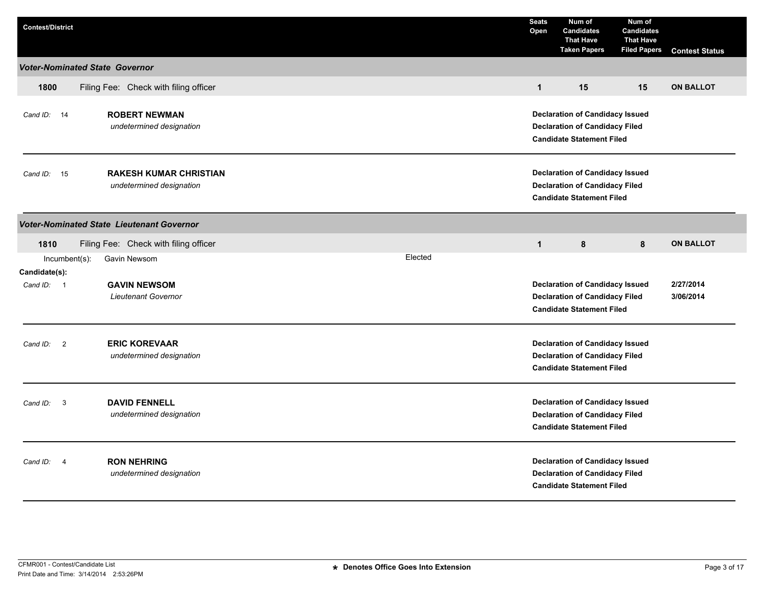| Contest/District | Seats Open | Num of Candidates That Have Taken Papers | Num of Candidates That Have Filed Papers | Contest Status |
|---|---|---|---|---|

### *Voter-Nominated State Governor*

| 1800 | Filing Fee: Check with filing officer | 1 | 15 | 15 | ON BALLOT |
|---|---|---|---|---|---|

*Cand ID:* 14 — **ROBERT NEWMAN**
*undetermined designation*

**Declaration of Candidacy Issued**
**Declaration of Candidacy Filed**
**Candidate Statement Filed**

---

*Cand ID:* 15 — **RAKESH KUMAR CHRISTIAN**
*undetermined designation*

**Declaration of Candidacy Issued**
**Declaration of Candidacy Filed**
**Candidate Statement Filed**

---

### *Voter-Nominated State Lieutenant Governor*

| 1810 | Filing Fee: Check with filing officer | 1 | 8 | 8 | ON BALLOT |
|---|---|---|---|---|---|

Incumbent(s): Gavin Newsom — Elected

**Candidate(s):**

*Cand ID:* 1 — **GAVIN NEWSOM**
*Lieutenant Governor*

**Declaration of Candidacy Issued** 2/27/2014
**Declaration of Candidacy Filed** 3/06/2014
**Candidate Statement Filed**

---

*Cand ID:* 2 — **ERIC KOREVAAR**
*undetermined designation*

**Declaration of Candidacy Issued**
**Declaration of Candidacy Filed**
**Candidate Statement Filed**

---

*Cand ID:* 3 — **DAVID FENNELL**
*undetermined designation*

**Declaration of Candidacy Issued**
**Declaration of Candidacy Filed**
**Candidate Statement Filed**

---

*Cand ID:* 4 — **RON NEHRING**
*undetermined designation*

**Declaration of Candidacy Issued**
**Declaration of Candidacy Filed**
**Candidate Statement Filed**

---

* Denotes Office Goes Into Extension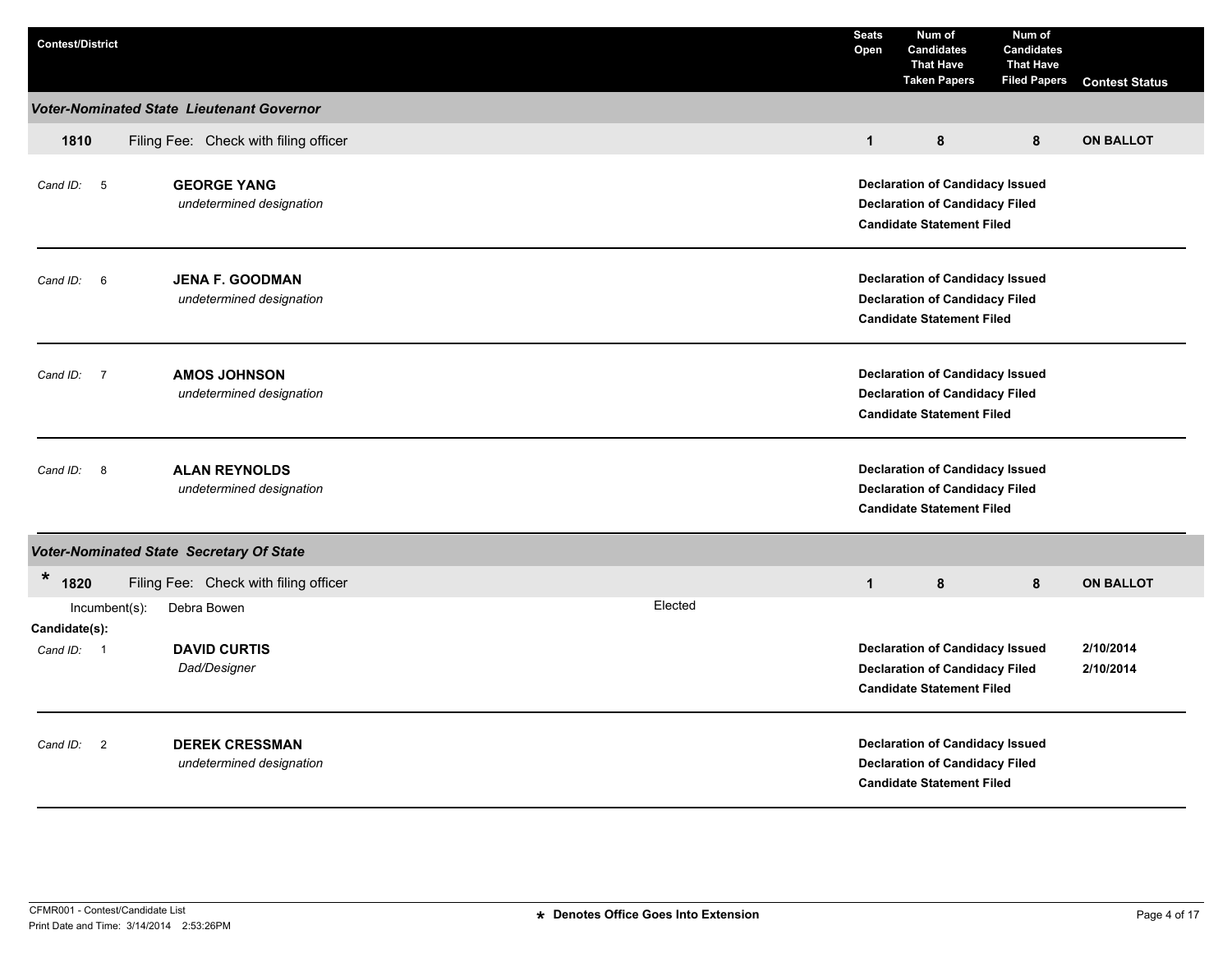| Contest/District | | Seats Open | Num of Candidates That Have Taken Papers | Num of Candidates That Have Filed Papers | Contest Status |
|---|---|---|---|---|---|

### *Voter-Nominated State Lieutenant Governor*

| **1810** | Filing Fee: Check with filing officer | **1** | **8** | **8** | **ON BALLOT** |
|---|---|---|---|---|---|

*Cand ID:* 5 **GEORGE YANG**
*undetermined designation*

**Declaration of Candidacy Issued**
**Declaration of Candidacy Filed**
**Candidate Statement Filed**

---

*Cand ID:* 6 **JENA F. GOODMAN**
*undetermined designation*

**Declaration of Candidacy Issued**
**Declaration of Candidacy Filed**
**Candidate Statement Filed**

---

*Cand ID:* 7 **AMOS JOHNSON**
*undetermined designation*

**Declaration of Candidacy Issued**
**Declaration of Candidacy Filed**
**Candidate Statement Filed**

---

*Cand ID:* 8 **ALAN REYNOLDS**
*undetermined designation*

**Declaration of Candidacy Issued**
**Declaration of Candidacy Filed**
**Candidate Statement Filed**

---

### *Voter-Nominated State Secretary Of State*

| * **1820** | Filing Fee: Check with filing officer | **1** | **8** | **8** | **ON BALLOT** |
|---|---|---|---|---|---|

Incumbent(s): Debra Bowen — Elected

**Candidate(s):**

*Cand ID:* 1 **DAVID CURTIS**
*Dad/Designer*

**Declaration of Candidacy Issued** **2/10/2014**
**Declaration of Candidacy Filed** **2/10/2014**
**Candidate Statement Filed**

---

*Cand ID:* 2 **DEREK CRESSMAN**
*undetermined designation*

**Declaration of Candidacy Issued**
**Declaration of Candidacy Filed**
**Candidate Statement Filed**

---

CFMR001 - Contest/Candidate List
Print Date and Time: 3/14/2014 2:53:26PM

* Denotes Office Goes Into Extension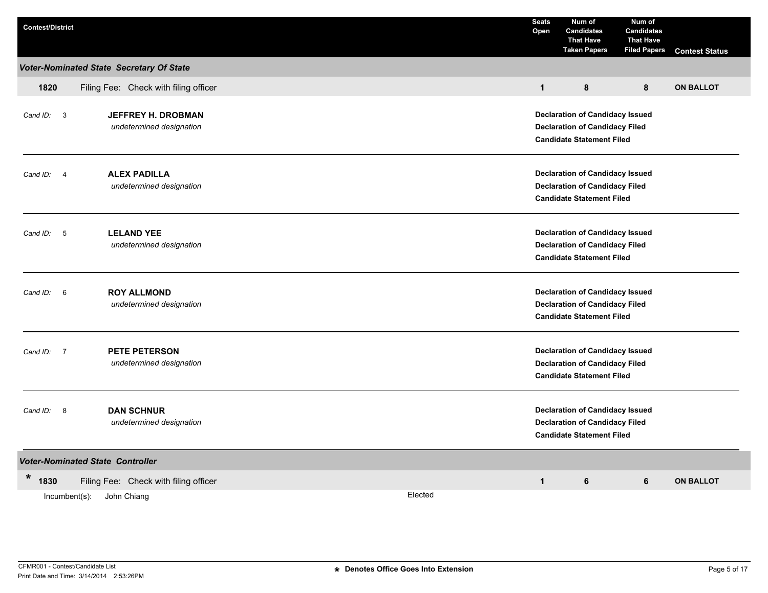| Contest/District | | Seats Open | Num of Candidates That Have Taken Papers | Num of Candidates That Have Filed Papers | Contest Status |
|---|---|---|---|---|---|
| ***Voter-Nominated State Secretary Of State*** | | | | | |
| **1820** | Filing Fee: Check with filing officer | **1** | **8** | **8** | **ON BALLOT** |

*Cand ID:* 3 — **JEFFREY H. DROBMAN**
*undetermined designation*
**Declaration of Candidacy Issued**
**Declaration of Candidacy Filed**
**Candidate Statement Filed**

---

*Cand ID:* 4 — **ALEX PADILLA**
*undetermined designation*
**Declaration of Candidacy Issued**
**Declaration of Candidacy Filed**
**Candidate Statement Filed**

---

*Cand ID:* 5 — **LELAND YEE**
*undetermined designation*
**Declaration of Candidacy Issued**
**Declaration of Candidacy Filed**
**Candidate Statement Filed**

---

*Cand ID:* 6 — **ROY ALLMOND**
*undetermined designation*
**Declaration of Candidacy Issued**
**Declaration of Candidacy Filed**
**Candidate Statement Filed**

---

*Cand ID:* 7 — **PETE PETERSON**
*undetermined designation*
**Declaration of Candidacy Issued**
**Declaration of Candidacy Filed**
**Candidate Statement Filed**

---

*Cand ID:* 8 — **DAN SCHNUR**
*undetermined designation*
**Declaration of Candidacy Issued**
**Declaration of Candidacy Filed**
**Candidate Statement Filed**

---

| Contest/District | | Seats Open | Num of Candidates That Have Taken Papers | Num of Candidates That Have Filed Papers | Contest Status |
|---|---|---|---|---|---|
| ***Voter-Nominated State Controller*** | | | | | |
| * **1830** | Filing Fee: Check with filing officer | **1** | **6** | **6** | **ON BALLOT** |

Incumbent(s): John Chiang — Elected

* Denotes Office Goes Into Extension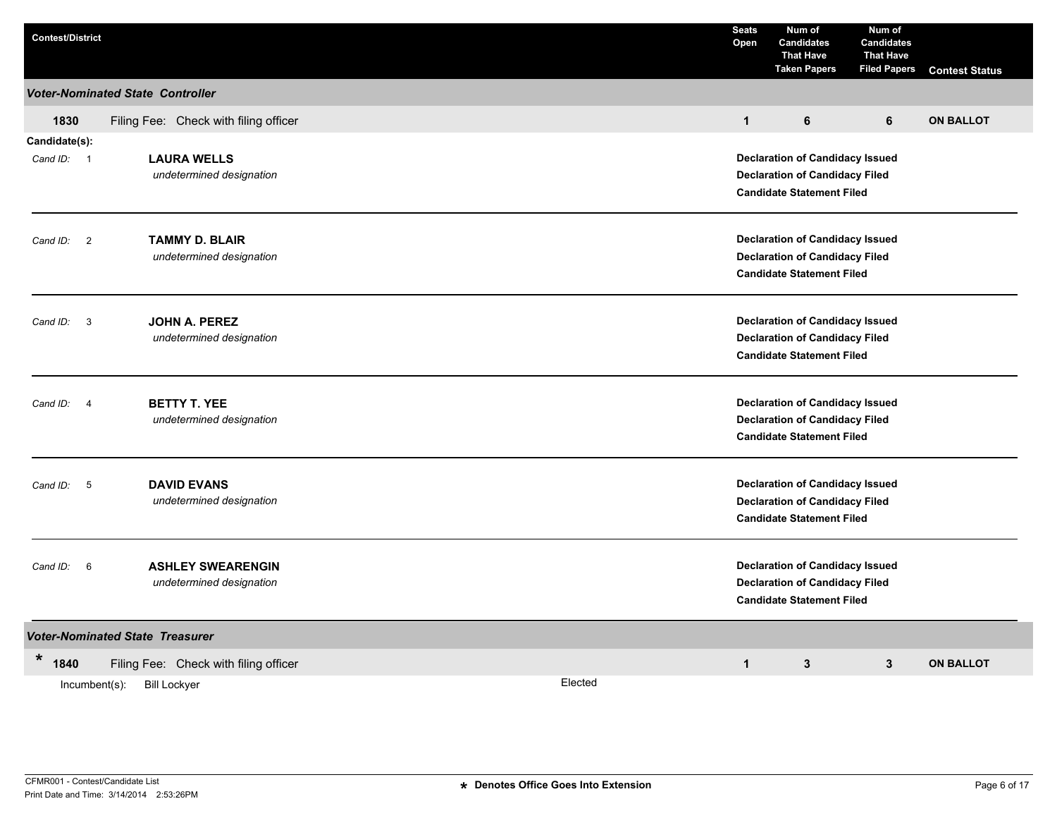| Contest/District | | Seats Open | Num of Candidates That Have Taken Papers | Num of Candidates That Have Filed Papers | Contest Status |
|---|---|---|---|---|---|
| ***Voter-Nominated State Controller*** | | | | | |
| **1830** | Filing Fee: Check with filing officer | **1** | **6** | **6** | **ON BALLOT** |

**Candidate(s):**

| Cand ID | Candidate | Status |
|---|---|---|
| 1 | **LAURA WELLS**<br>*undetermined designation* | **Declaration of Candidacy Issued**<br>**Declaration of Candidacy Filed**<br>**Candidate Statement Filed** |
| 2 | **TAMMY D. BLAIR**<br>*undetermined designation* | **Declaration of Candidacy Issued**<br>**Declaration of Candidacy Filed**<br>**Candidate Statement Filed** |
| 3 | **JOHN A. PEREZ**<br>*undetermined designation* | **Declaration of Candidacy Issued**<br>**Declaration of Candidacy Filed**<br>**Candidate Statement Filed** |
| 4 | **BETTY T. YEE**<br>*undetermined designation* | **Declaration of Candidacy Issued**<br>**Declaration of Candidacy Filed**<br>**Candidate Statement Filed** |
| 5 | **DAVID EVANS**<br>*undetermined designation* | **Declaration of Candidacy Issued**<br>**Declaration of Candidacy Filed**<br>**Candidate Statement Filed** |
| 6 | **ASHLEY SWEARENGIN**<br>*undetermined designation* | **Declaration of Candidacy Issued**<br>**Declaration of Candidacy Filed**<br>**Candidate Statement Filed** |

| Contest/District | | Seats Open | Num of Candidates That Have Taken Papers | Num of Candidates That Have Filed Papers | Contest Status |
|---|---|---|---|---|---|
| ***Voter-Nominated State Treasurer*** | | | | | |
| * **1840** | Filing Fee: Check with filing officer | **1** | **3** | **3** | **ON BALLOT** |

Incumbent(s): Bill Lockyer — Elected

* Denotes Office Goes Into Extension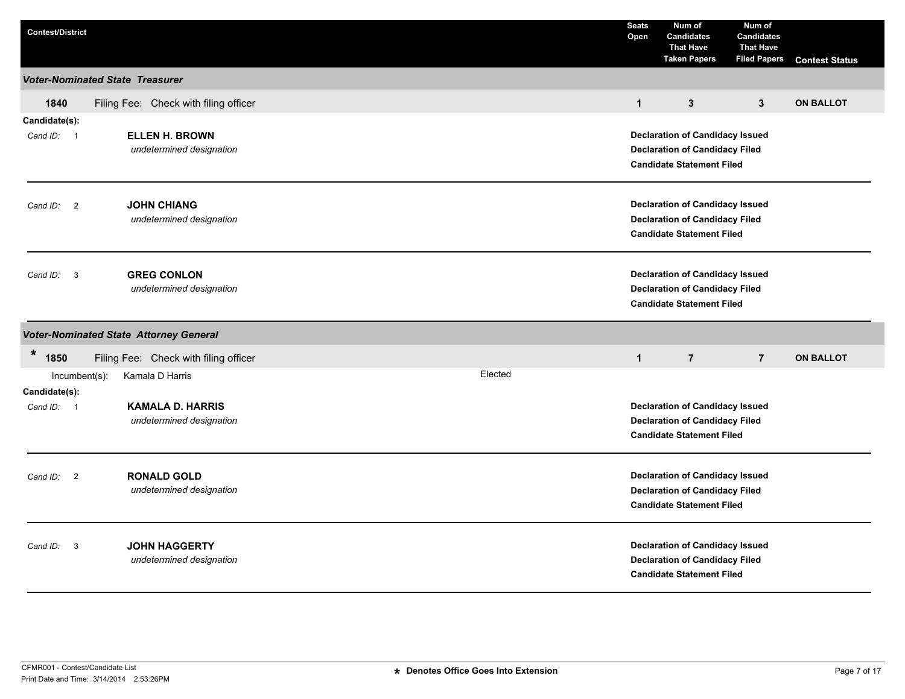| Contest/District | Seats Open | Num of Candidates That Have Taken Papers | Num of Candidates That Have Filed Papers | Contest Status |
|---|---|---|---|---|

## *Voter-Nominated State Treasurer*

| Contest | Filing Fee | Seats Open | Num of Candidates That Have Taken Papers | Num of Candidates That Have Filed Papers | Contest Status |
|---|---|---|---|---|---|
| 1840 | Check with filing officer | 1 | 3 | 3 | ON BALLOT |

**Candidate(s):**

| Cand ID | Candidate | Status |
|---|---|---|
| 1 | **ELLEN H. BROWN** *undetermined designation* | Declaration of Candidacy Issued; Declaration of Candidacy Filed; Candidate Statement Filed |
| 2 | **JOHN CHIANG** *undetermined designation* | Declaration of Candidacy Issued; Declaration of Candidacy Filed; Candidate Statement Filed |
| 3 | **GREG CONLON** *undetermined designation* | Declaration of Candidacy Issued; Declaration of Candidacy Filed; Candidate Statement Filed |

## *Voter-Nominated State Attorney General*

| Contest | Filing Fee | Seats Open | Num of Candidates That Have Taken Papers | Num of Candidates That Have Filed Papers | Contest Status |
|---|---|---|---|---|---|
| * 1850 | Check with filing officer | 1 | 7 | 7 | ON BALLOT |

Incumbent(s): Kamala D Harris — Elected

**Candidate(s):**

| Cand ID | Candidate | Status |
|---|---|---|
| 1 | **KAMALA D. HARRIS** *undetermined designation* | Declaration of Candidacy Issued; Declaration of Candidacy Filed; Candidate Statement Filed |
| 2 | **RONALD GOLD** *undetermined designation* | Declaration of Candidacy Issued; Declaration of Candidacy Filed; Candidate Statement Filed |
| 3 | **JOHN HAGGERTY** *undetermined designation* | Declaration of Candidacy Issued; Declaration of Candidacy Filed; Candidate Statement Filed |

* Denotes Office Goes Into Extension

CFMR001 - Contest/Candidate List
Print Date and Time: 3/14/2014 2:53:26PM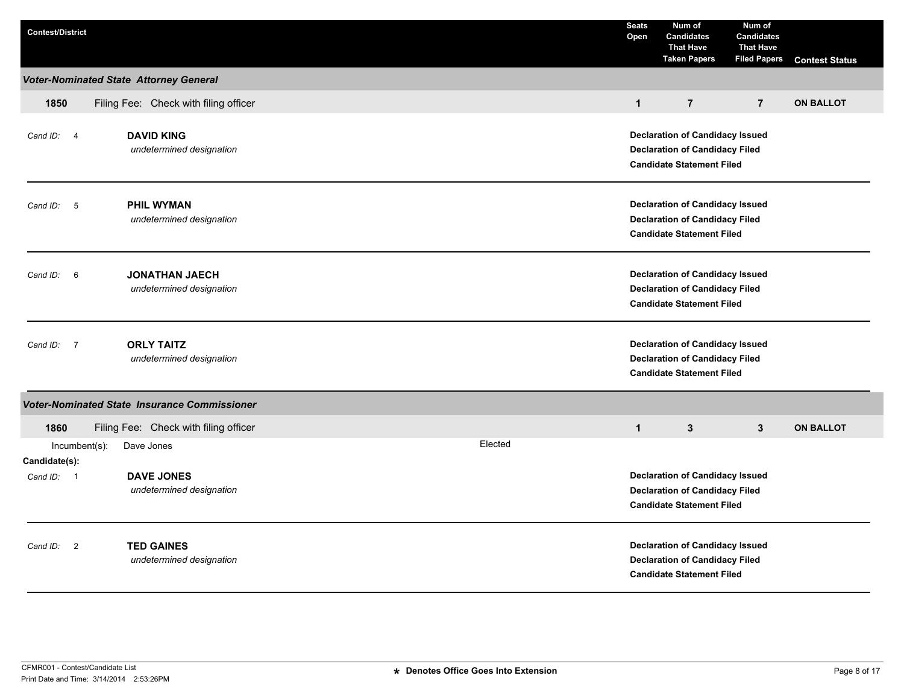| Contest/District | Seats Open | Num of Candidates That Have Taken Papers | Num of Candidates That Have Filed Papers | Contest Status |
|---|---|---|---|---|

### *Voter-Nominated State Attorney General*

| 1850 | Filing Fee: Check with filing officer | 1 | 7 | 7 | ON BALLOT |
|---|---|---|---|---|---|

*Cand ID:* 4 **DAVID KING**
*undetermined designation*

**Declaration of Candidacy Issued**
**Declaration of Candidacy Filed**
**Candidate Statement Filed**

---

*Cand ID:* 5 **PHIL WYMAN**
*undetermined designation*

**Declaration of Candidacy Issued**
**Declaration of Candidacy Filed**
**Candidate Statement Filed**

---

*Cand ID:* 6 **JONATHAN JAECH**
*undetermined designation*

**Declaration of Candidacy Issued**
**Declaration of Candidacy Filed**
**Candidate Statement Filed**

---

*Cand ID:* 7 **ORLY TAITZ**
*undetermined designation*

**Declaration of Candidacy Issued**
**Declaration of Candidacy Filed**
**Candidate Statement Filed**

---

### *Voter-Nominated State Insurance Commissioner*

| 1860 | Filing Fee: Check with filing officer | 1 | 3 | 3 | ON BALLOT |
|---|---|---|---|---|---|

Incumbent(s): Dave Jones — Elected

**Candidate(s):**

*Cand ID:* 1 **DAVE JONES**
*undetermined designation*

**Declaration of Candidacy Issued**
**Declaration of Candidacy Filed**
**Candidate Statement Filed**

---

*Cand ID:* 2 **TED GAINES**
*undetermined designation*

**Declaration of Candidacy Issued**
**Declaration of Candidacy Filed**
**Candidate Statement Filed**

---

CFMR001 - Contest/Candidate List
Print Date and Time: 3/14/2014 2:53:26PM

**\* Denotes Office Goes Into Extension**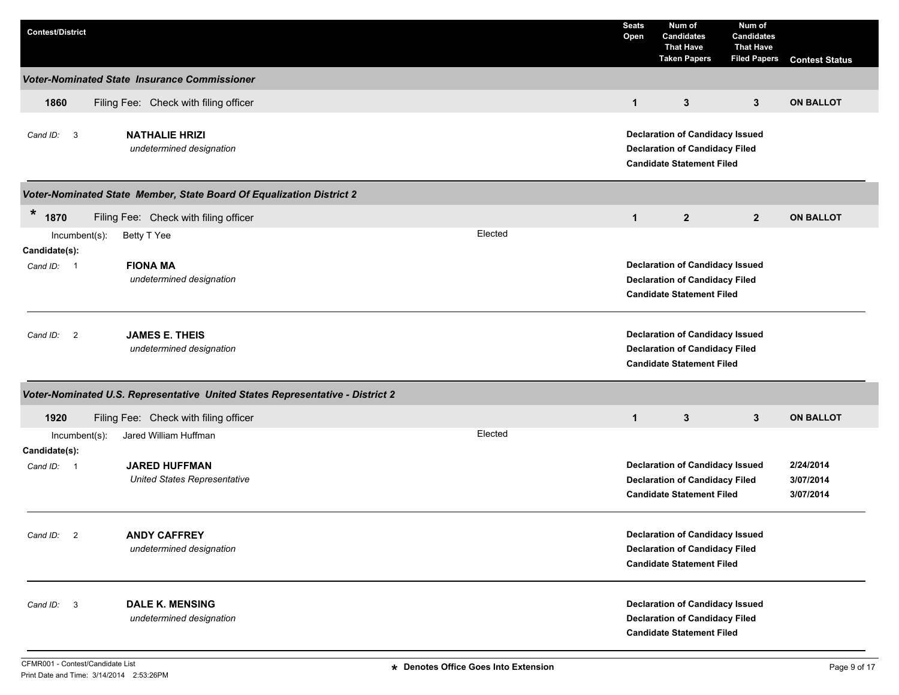| Contest/District | Seats Open | Num of Candidates That Have Taken Papers | Num of Candidates That Have Filed Papers | Contest Status |
|---|---|---|---|---|

### Voter-Nominated State Insurance Commissioner

| | | | | |
|---|---|---|---|---|
| 1860 Filing Fee: Check with filing officer | 1 | 3 | 3 | ON BALLOT |

*Cand ID:* 3 **NATHALIE HRIZI**
*undetermined designation*

- **Declaration of Candidacy Issued**
- **Declaration of Candidacy Filed**
- **Candidate Statement Filed**

---

### Voter-Nominated State Member, State Board Of Equalization District 2

| | | | | |
|---|---|---|---|---|
| * 1870 Filing Fee: Check with filing officer | 1 | 2 | 2 | ON BALLOT |

Incumbent(s): Betty T Yee — Elected

**Candidate(s):**

*Cand ID:* 1 **FIONA MA**
*undetermined designation*

- **Declaration of Candidacy Issued**
- **Declaration of Candidacy Filed**
- **Candidate Statement Filed**

*Cand ID:* 2 **JAMES E. THEIS**
*undetermined designation*

- **Declaration of Candidacy Issued**
- **Declaration of Candidacy Filed**
- **Candidate Statement Filed**

---

### Voter-Nominated U.S. Representative United States Representative - District 2

| | | | | |
|---|---|---|---|---|
| 1920 Filing Fee: Check with filing officer | 1 | 3 | 3 | ON BALLOT |

Incumbent(s): Jared William Huffman — Elected

**Candidate(s):**

*Cand ID:* 1 **JARED HUFFMAN**
*United States Representative*

- **Declaration of Candidacy Issued** 2/24/2014
- **Declaration of Candidacy Filed** 3/07/2014
- **Candidate Statement Filed** 3/07/2014

*Cand ID:* 2 **ANDY CAFFREY**
*undetermined designation*

- **Declaration of Candidacy Issued**
- **Declaration of Candidacy Filed**
- **Candidate Statement Filed**

*Cand ID:* 3 **DALE K. MENSING**
*undetermined designation*

- **Declaration of Candidacy Issued**
- **Declaration of Candidacy Filed**
- **Candidate Statement Filed**

---

CFMR001 - Contest/Candidate List
Print Date and Time: 3/14/2014 2:53:26PM

* Denotes Office Goes Into Extension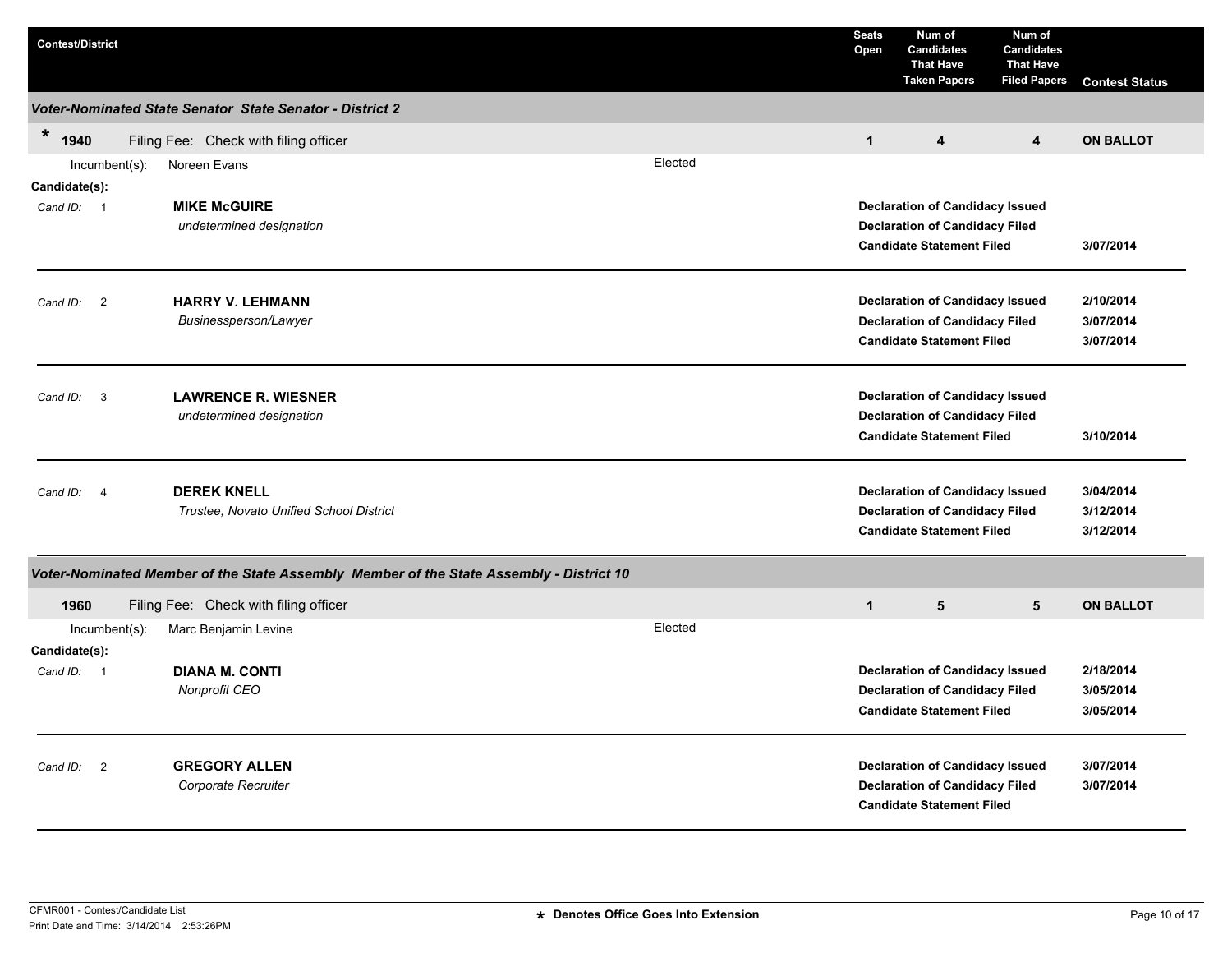| Contest/District | Seats Open | Num of Candidates That Have Taken Papers | Num of Candidates That Have Filed Papers | Contest Status |
|---|---|---|---|---|

### Voter-Nominated State Senator State Senator - District 2

| * 1940 Filing Fee: Check with filing officer | 1 | 4 | 4 | ON BALLOT |
|---|---|---|---|---|

Incumbent(s): Noreen Evans — Elected

**Candidate(s):**

| Cand ID | Candidate | Status | Date |
|---|---|---|---|
| 1 | **MIKE McGUIRE** *undetermined designation* | **Declaration of Candidacy Issued** | |
| | | **Declaration of Candidacy Filed** | |
| | | **Candidate Statement Filed** | 3/07/2014 |
| 2 | **HARRY V. LEHMANN** *Businessperson/Lawyer* | **Declaration of Candidacy Issued** | 2/10/2014 |
| | | **Declaration of Candidacy Filed** | 3/07/2014 |
| | | **Candidate Statement Filed** | 3/07/2014 |
| 3 | **LAWRENCE R. WIESNER** *undetermined designation* | **Declaration of Candidacy Issued** | |
| | | **Declaration of Candidacy Filed** | |
| | | **Candidate Statement Filed** | 3/10/2014 |
| 4 | **DEREK KNELL** *Trustee, Novato Unified School District* | **Declaration of Candidacy Issued** | 3/04/2014 |
| | | **Declaration of Candidacy Filed** | 3/12/2014 |
| | | **Candidate Statement Filed** | 3/12/2014 |

### Voter-Nominated Member of the State Assembly Member of the State Assembly - District 10

| 1960 Filing Fee: Check with filing officer | 1 | 5 | 5 | ON BALLOT |
|---|---|---|---|---|

Incumbent(s): Marc Benjamin Levine — Elected

**Candidate(s):**

| Cand ID | Candidate | Status | Date |
|---|---|---|---|
| 1 | **DIANA M. CONTI** *Nonprofit CEO* | **Declaration of Candidacy Issued** | 2/18/2014 |
| | | **Declaration of Candidacy Filed** | 3/05/2014 |
| | | **Candidate Statement Filed** | 3/05/2014 |
| 2 | **GREGORY ALLEN** *Corporate Recruiter* | **Declaration of Candidacy Issued** | 3/07/2014 |
| | | **Declaration of Candidacy Filed** | 3/07/2014 |
| | | **Candidate Statement Filed** | |

CFMR001 - Contest/Candidate List
Print Date and Time: 3/14/2014 2:53:26PM

**\* Denotes Office Goes Into Extension**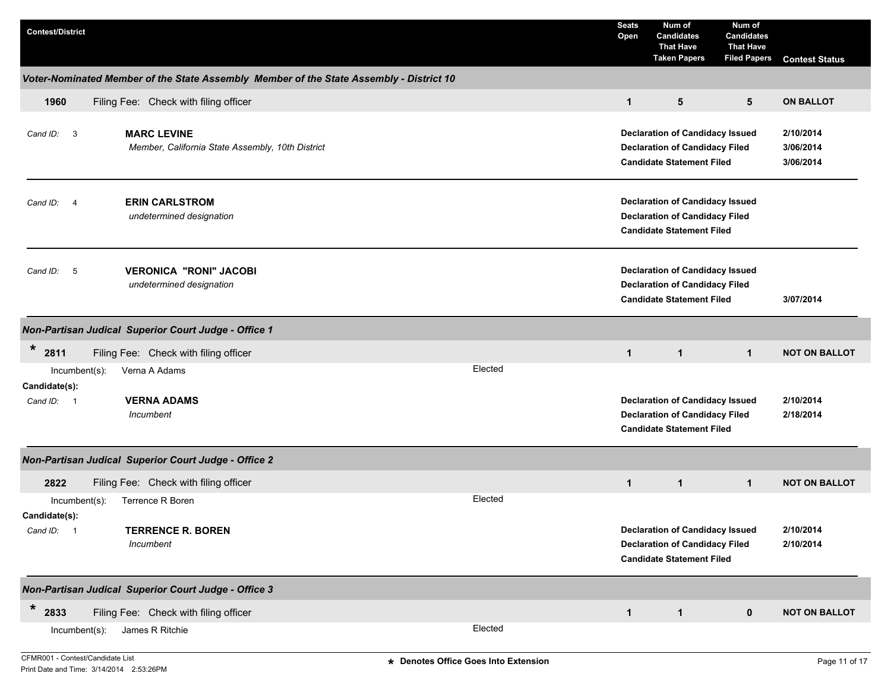| Contest/District | Seats Open | Num of Candidates That Have Taken Papers | Num of Candidates That Have Filed Papers | Contest Status |
|---|---|---|---|---|

### Voter-Nominated Member of the State Assembly Member of the State Assembly - District 10

| Contest | Filing Fee | Seats Open | Num of Candidates That Have Taken Papers | Num of Candidates That Have Filed Papers | Contest Status |
|---|---|---|---|---|---|
| 1960 | Check with filing officer | 1 | 5 | 5 | ON BALLOT |

Cand ID: 3 — **MARC LEVINE**
*Member, California State Assembly, 10th District*

| | |
|---|---|
| **Declaration of Candidacy Issued** | 2/10/2014 |
| **Declaration of Candidacy Filed** | 3/06/2014 |
| **Candidate Statement Filed** | 3/06/2014 |

Cand ID: 4 — **ERIN CARLSTROM**
*undetermined designation*

| | |
|---|---|
| **Declaration of Candidacy Issued** | |
| **Declaration of Candidacy Filed** | |
| **Candidate Statement Filed** | |

Cand ID: 5 — **VERONICA "RONI" JACOBI**
*undetermined designation*

| | |
|---|---|
| **Declaration of Candidacy Issued** | |
| **Declaration of Candidacy Filed** | |
| **Candidate Statement Filed** | 3/07/2014 |

### Non-Partisan Judical Superior Court Judge - Office 1

| Contest | Filing Fee | Seats Open | Num of Candidates That Have Taken Papers | Num of Candidates That Have Filed Papers | Contest Status |
|---|---|---|---|---|---|
| * 2811 | Check with filing officer | 1 | 1 | 1 | NOT ON BALLOT |

Incumbent(s): Verna A Adams — Elected

Candidate(s):

Cand ID: 1 — **VERNA ADAMS**
*Incumbent*

| | |
|---|---|
| **Declaration of Candidacy Issued** | 2/10/2014 |
| **Declaration of Candidacy Filed** | 2/18/2014 |
| **Candidate Statement Filed** | |

### Non-Partisan Judical Superior Court Judge - Office 2

| Contest | Filing Fee | Seats Open | Num of Candidates That Have Taken Papers | Num of Candidates That Have Filed Papers | Contest Status |
|---|---|---|---|---|---|
| 2822 | Check with filing officer | 1 | 1 | 1 | NOT ON BALLOT |

Incumbent(s): Terrence R Boren — Elected

Candidate(s):

Cand ID: 1 — **TERRENCE R. BOREN**
*Incumbent*

| | |
|---|---|
| **Declaration of Candidacy Issued** | 2/10/2014 |
| **Declaration of Candidacy Filed** | 2/10/2014 |
| **Candidate Statement Filed** | |

### Non-Partisan Judical Superior Court Judge - Office 3

| Contest | Filing Fee | Seats Open | Num of Candidates That Have Taken Papers | Num of Candidates That Have Filed Papers | Contest Status |
|---|---|---|---|---|---|
| * 2833 | Check with filing officer | 1 | 1 | 0 | NOT ON BALLOT |

Incumbent(s): James R Ritchie — Elected

CFMR001 - Contest/Candidate List
Print Date and Time: 3/14/2014 2:53:26PM

* Denotes Office Goes Into Extension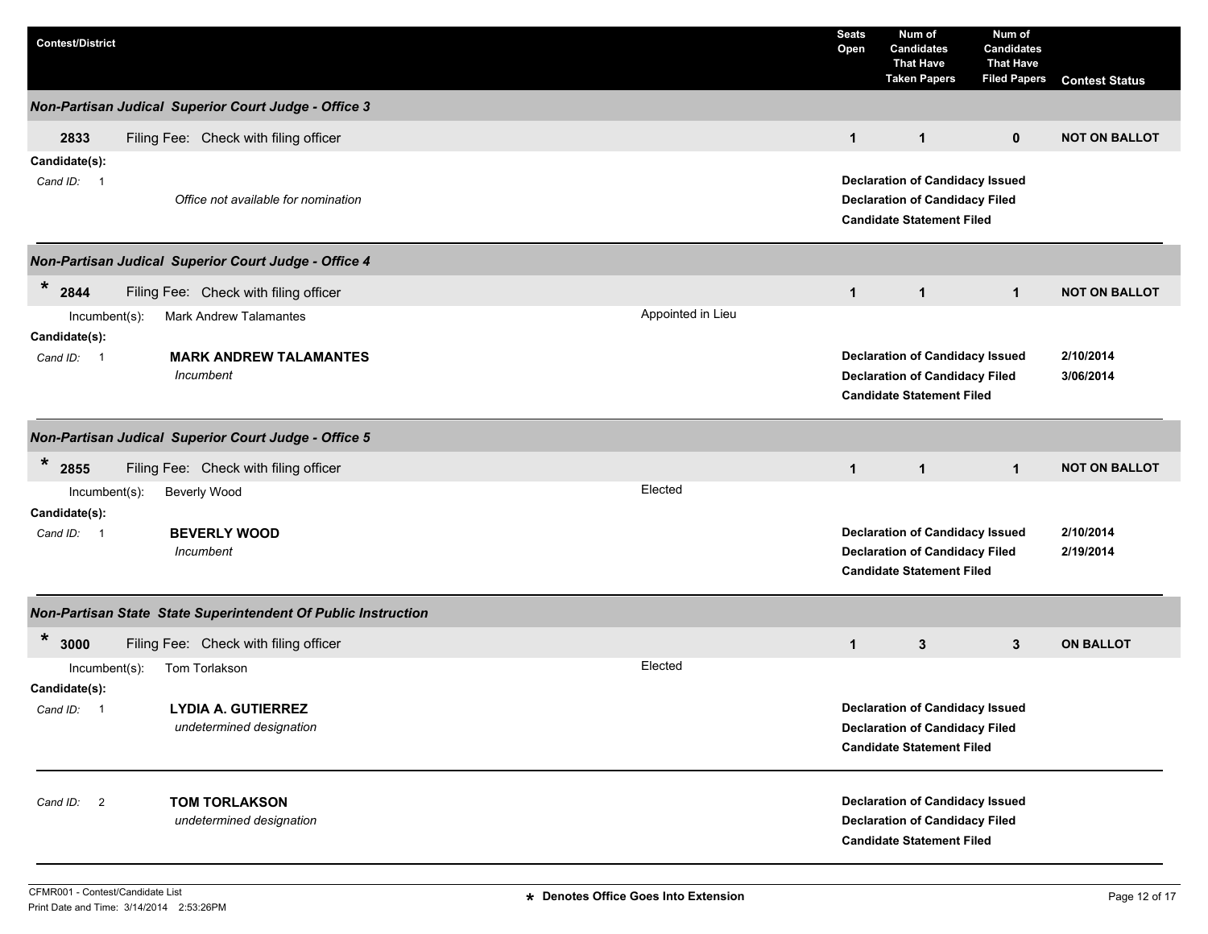| Contest/District | | Seats Open | Num of Candidates That Have Taken Papers | Num of Candidates That Have Filed Papers | Contest Status |
|---|---|---|---|---|---|

### Non-Partisan Judical Superior Court Judge - Office 3

| | | | Seats Open | Taken Papers | Filed Papers | Contest Status |
|---|---|---|---|---|---|---|
| 2833 | Filing Fee: Check with filing officer | | 1 | 1 | 0 | NOT ON BALLOT |

**Candidate(s):**

| Cand ID | Candidate | | |
|---|---|---|---|
| 1 | *Office not available for nomination* | **Declaration of Candidacy Issued** | |
| | | **Declaration of Candidacy Filed** | |
| | | **Candidate Statement Filed** | |

### Non-Partisan Judical Superior Court Judge - Office 4

| | | | Seats Open | Taken Papers | Filed Papers | Contest Status |
|---|---|---|---|---|---|---|
| * 2844 | Filing Fee: Check with filing officer | | 1 | 1 | 1 | NOT ON BALLOT |

Incumbent(s): Mark Andrew Talamantes — Appointed in Lieu

**Candidate(s):**

| Cand ID | Candidate | | |
|---|---|---|---|
| 1 | **MARK ANDREW TALAMANTES** *Incumbent* | **Declaration of Candidacy Issued** | 2/10/2014 |
| | | **Declaration of Candidacy Filed** | 3/06/2014 |
| | | **Candidate Statement Filed** | |

### Non-Partisan Judical Superior Court Judge - Office 5

| | | | Seats Open | Taken Papers | Filed Papers | Contest Status |
|---|---|---|---|---|---|---|
| * 2855 | Filing Fee: Check with filing officer | | 1 | 1 | 1 | NOT ON BALLOT |

Incumbent(s): Beverly Wood — Elected

**Candidate(s):**

| Cand ID | Candidate | | |
|---|---|---|---|
| 1 | **BEVERLY WOOD** *Incumbent* | **Declaration of Candidacy Issued** | 2/10/2014 |
| | | **Declaration of Candidacy Filed** | 2/19/2014 |
| | | **Candidate Statement Filed** | |

### Non-Partisan State State Superintendent Of Public Instruction

| | | | Seats Open | Taken Papers | Filed Papers | Contest Status |
|---|---|---|---|---|---|---|
| * 3000 | Filing Fee: Check with filing officer | | 1 | 3 | 3 | ON BALLOT |

Incumbent(s): Tom Torlakson — Elected

**Candidate(s):**

| Cand ID | Candidate | | |
|---|---|---|---|
| 1 | **LYDIA A. GUTIERREZ** *undetermined designation* | **Declaration of Candidacy Issued** | |
| | | **Declaration of Candidacy Filed** | |
| | | **Candidate Statement Filed** | |
| 2 | **TOM TORLAKSON** *undetermined designation* | **Declaration of Candidacy Issued** | |
| | | **Declaration of Candidacy Filed** | |
| | | **Candidate Statement Filed** | |

CFMR001 - Contest/Candidate List
Print Date and Time: 3/14/2014 2:53:26PM

\* Denotes Office Goes Into Extension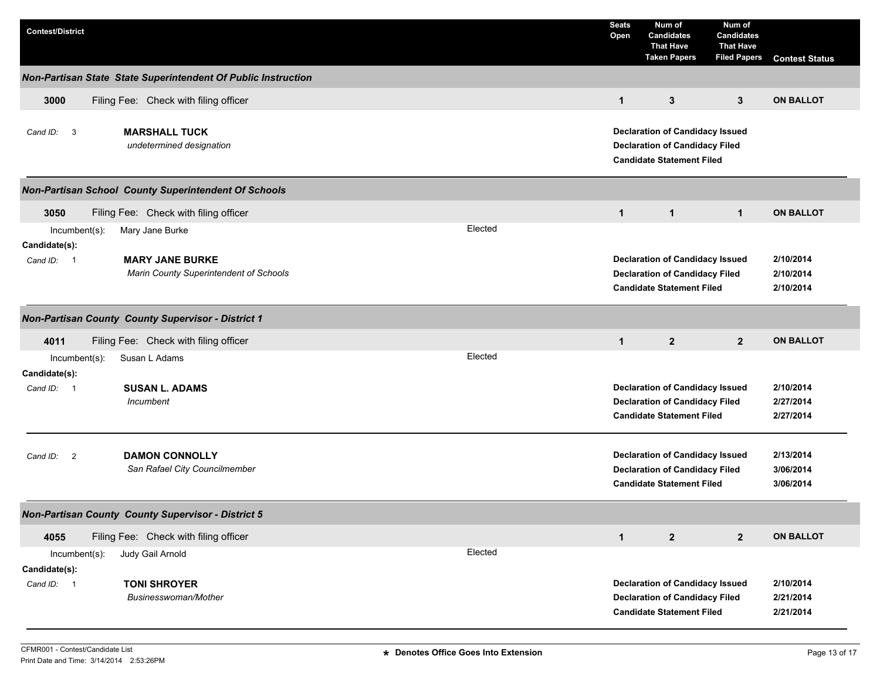| Contest/District | | | Seats Open | Num of Candidates That Have Taken Papers | Num of Candidates That Have Filed Papers | Contest Status |
|---|---|---|---|---|---|---|

### *Non-Partisan State State Superintendent Of Public Instruction*

| **3000** | Filing Fee: Check with filing officer | | **1** | **3** | **3** | **ON BALLOT** |
|---|---|---|---|---|---|---|

*Cand ID:* 3 — **MARSHALL TUCK**
*undetermined designation*

- **Declaration of Candidacy Issued**
- **Declaration of Candidacy Filed**
- **Candidate Statement Filed**

### *Non-Partisan School County Superintendent Of Schools*

| **3050** | Filing Fee: Check with filing officer | | **1** | **1** | **1** | **ON BALLOT** |
|---|---|---|---|---|---|---|

Incumbent(s): Mary Jane Burke — Elected

**Candidate(s):**

*Cand ID:* 1 — **MARY JANE BURKE**
*Marin County Superintendent of Schools*

| | |
|---|---|
| **Declaration of Candidacy Issued** | **2/10/2014** |
| **Declaration of Candidacy Filed** | **2/10/2014** |
| **Candidate Statement Filed** | **2/10/2014** |

### *Non-Partisan County County Supervisor - District 1*

| **4011** | Filing Fee: Check with filing officer | | **1** | **2** | **2** | **ON BALLOT** |
|---|---|---|---|---|---|---|

Incumbent(s): Susan L Adams — Elected

**Candidate(s):**

*Cand ID:* 1 — **SUSAN L. ADAMS**
*Incumbent*

| | |
|---|---|
| **Declaration of Candidacy Issued** | **2/10/2014** |
| **Declaration of Candidacy Filed** | **2/27/2014** |
| **Candidate Statement Filed** | **2/27/2014** |

*Cand ID:* 2 — **DAMON CONNOLLY**
*San Rafael City Councilmember*

| | |
|---|---|
| **Declaration of Candidacy Issued** | **2/13/2014** |
| **Declaration of Candidacy Filed** | **3/06/2014** |
| **Candidate Statement Filed** | **3/06/2014** |

### *Non-Partisan County County Supervisor - District 5*

| **4055** | Filing Fee: Check with filing officer | | **1** | **2** | **2** | **ON BALLOT** |
|---|---|---|---|---|---|---|

Incumbent(s): Judy Gail Arnold — Elected

**Candidate(s):**

*Cand ID:* 1 — **TONI SHROYER**
*Businesswoman/Mother*

| | |
|---|---|
| **Declaration of Candidacy Issued** | **2/10/2014** |
| **Declaration of Candidacy Filed** | **2/21/2014** |
| **Candidate Statement Filed** | **2/21/2014** |

CFMR001 - Contest/Candidate List
Print Date and Time: 3/14/2014 2:53:26PM

**\* Denotes Office Goes Into Extension**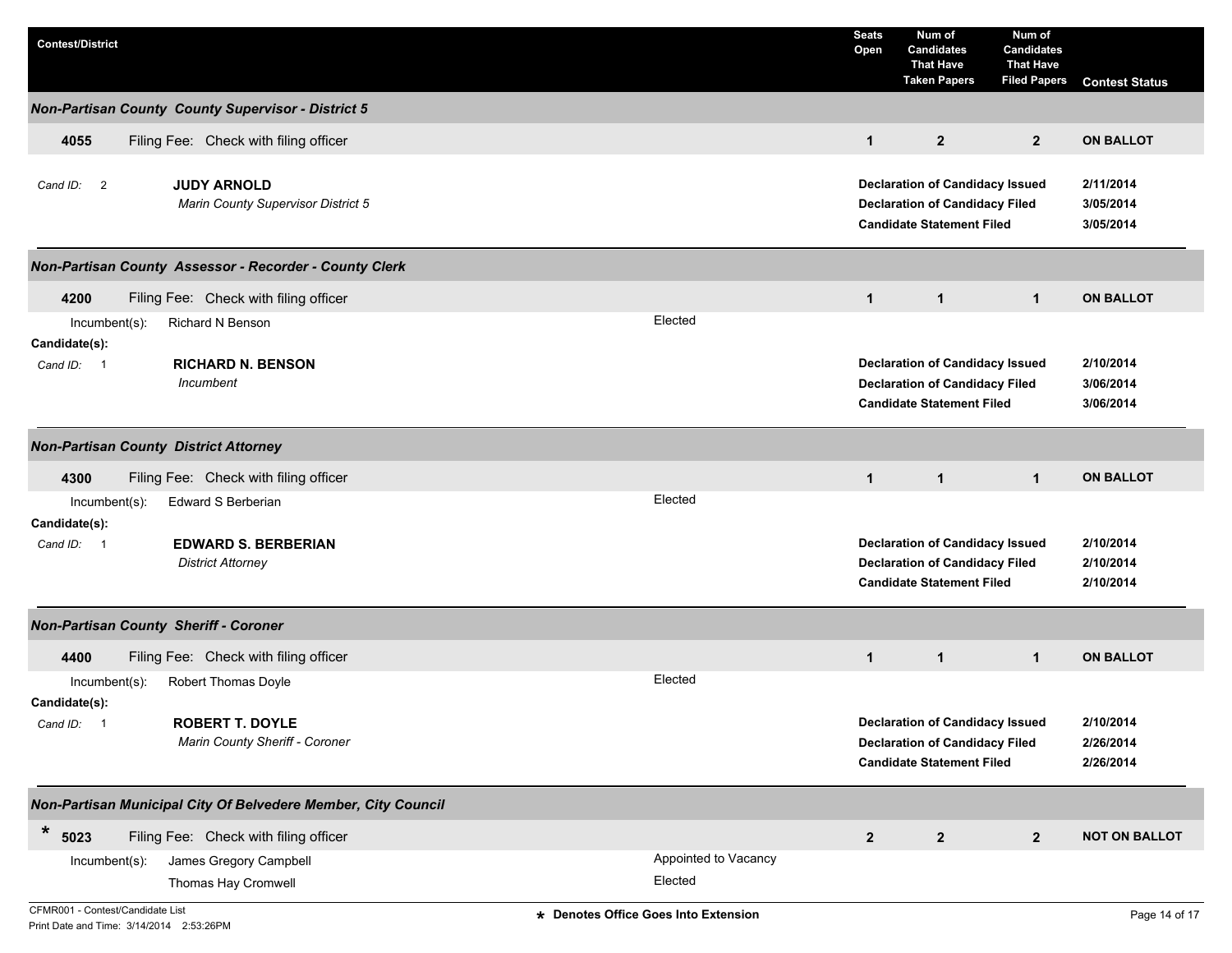| Contest/District | | Seats Open | Num of Candidates That Have Taken Papers | Num of Candidates That Have Filed Papers | Contest Status |
|---|---|---|---|---|---|

### *Non-Partisan County County Supervisor - District 5*

| **4055** | Filing Fee: Check with filing officer | **1** | **2** | **2** | **ON BALLOT** |
|---|---|---|---|---|---|

*Cand ID:* 2 — **JUDY ARNOLD**
*Marin County Supervisor District 5*

| | |
|---|---|
| **Declaration of Candidacy Issued** | **2/11/2014** |
| **Declaration of Candidacy Filed** | **3/05/2014** |
| **Candidate Statement Filed** | **3/05/2014** |

### *Non-Partisan County Assessor - Recorder - County Clerk*

| **4200** | Filing Fee: Check with filing officer | **1** | **1** | **1** | **ON BALLOT** |
|---|---|---|---|---|---|

Incumbent(s): Richard N Benson — Elected

**Candidate(s):**

*Cand ID:* 1 — **RICHARD N. BENSON**
*Incumbent*

| | |
|---|---|
| **Declaration of Candidacy Issued** | **2/10/2014** |
| **Declaration of Candidacy Filed** | **3/06/2014** |
| **Candidate Statement Filed** | **3/06/2014** |

### *Non-Partisan County District Attorney*

| **4300** | Filing Fee: Check with filing officer | **1** | **1** | **1** | **ON BALLOT** |
|---|---|---|---|---|---|

Incumbent(s): Edward S Berberian — Elected

**Candidate(s):**

*Cand ID:* 1 — **EDWARD S. BERBERIAN**
*District Attorney*

| | |
|---|---|
| **Declaration of Candidacy Issued** | **2/10/2014** |
| **Declaration of Candidacy Filed** | **2/10/2014** |
| **Candidate Statement Filed** | **2/10/2014** |

### *Non-Partisan County Sheriff - Coroner*

| **4400** | Filing Fee: Check with filing officer | **1** | **1** | **1** | **ON BALLOT** |
|---|---|---|---|---|---|

Incumbent(s): Robert Thomas Doyle — Elected

**Candidate(s):**

*Cand ID:* 1 — **ROBERT T. DOYLE**
*Marin County Sheriff - Coroner*

| | |
|---|---|
| **Declaration of Candidacy Issued** | **2/10/2014** |
| **Declaration of Candidacy Filed** | **2/26/2014** |
| **Candidate Statement Filed** | **2/26/2014** |

### *Non-Partisan Municipal City Of Belvedere Member, City Council*

| * **5023** | Filing Fee: Check with filing officer | **2** | **2** | **2** | **NOT ON BALLOT** |
|---|---|---|---|---|---|

Incumbent(s):
- James Gregory Campbell — Appointed to Vacancy
- Thomas Hay Cromwell — Elected

CFMR001 - Contest/Candidate List
Print Date and Time: 3/14/2014 2:53:26PM

**\* Denotes Office Goes Into Extension**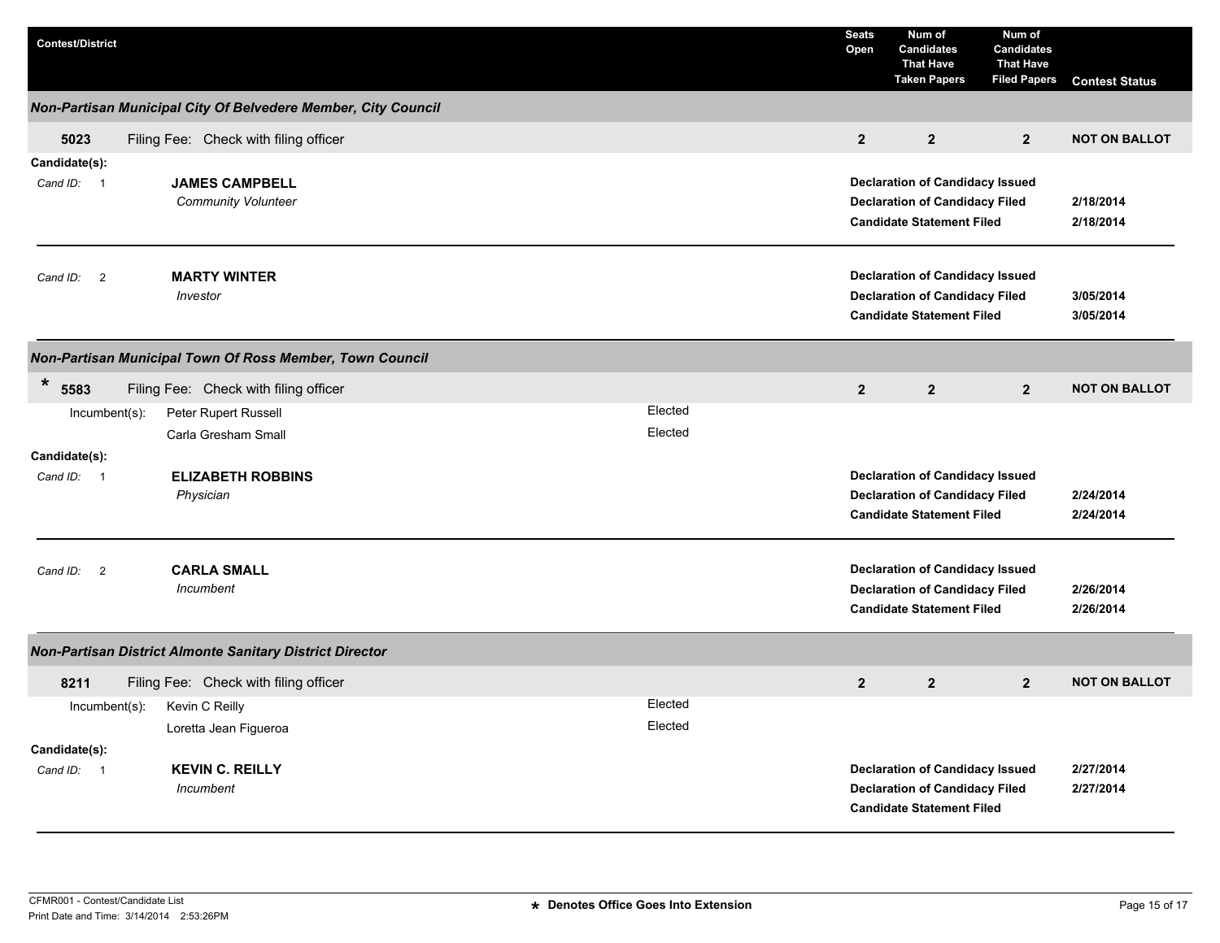| Contest/District | Seats Open | Num of Candidates That Have Taken Papers | Num of Candidates That Have Filed Papers | Contest Status |
|---|---|---|---|---|

### Non-Partisan Municipal City Of Belvedere Member, City Council

| 5023 | Filing Fee: Check with filing officer | 2 | 2 | 2 | NOT ON BALLOT |
|---|---|---|---|---|---|

**Candidate(s):**

*Cand ID:* 1 — **JAMES CAMPBELL**
*Community Volunteer*

| | |
|---|---|
| **Declaration of Candidacy Issued** | |
| **Declaration of Candidacy Filed** | **2/18/2014** |
| **Candidate Statement Filed** | **2/18/2014** |

*Cand ID:* 2 — **MARTY WINTER**
*Investor*

| | |
|---|---|
| **Declaration of Candidacy Issued** | |
| **Declaration of Candidacy Filed** | **3/05/2014** |
| **Candidate Statement Filed** | **3/05/2014** |

### Non-Partisan Municipal Town Of Ross Member, Town Council

| * 5583 | Filing Fee: Check with filing officer | 2 | 2 | 2 | NOT ON BALLOT |
|---|---|---|---|---|---|

Incumbent(s):

| | |
|---|---|
| Peter Rupert Russell | Elected |
| Carla Gresham Small | Elected |

**Candidate(s):**

*Cand ID:* 1 — **ELIZABETH ROBBINS**
*Physician*

| | |
|---|---|
| **Declaration of Candidacy Issued** | |
| **Declaration of Candidacy Filed** | **2/24/2014** |
| **Candidate Statement Filed** | **2/24/2014** |

*Cand ID:* 2 — **CARLA SMALL**
*Incumbent*

| | |
|---|---|
| **Declaration of Candidacy Issued** | |
| **Declaration of Candidacy Filed** | **2/26/2014** |
| **Candidate Statement Filed** | **2/26/2014** |

### Non-Partisan District Almonte Sanitary District Director

| 8211 | Filing Fee: Check with filing officer | 2 | 2 | 2 | NOT ON BALLOT |
|---|---|---|---|---|---|

Incumbent(s):

| | |
|---|---|
| Kevin C Reilly | Elected |
| Loretta Jean Figueroa | Elected |

**Candidate(s):**

*Cand ID:* 1 — **KEVIN C. REILLY**
*Incumbent*

| | |
|---|---|
| **Declaration of Candidacy Issued** | **2/27/2014** |
| **Declaration of Candidacy Filed** | **2/27/2014** |
| **Candidate Statement Filed** | |

CFMR001 - Contest/Candidate List
Print Date and Time: 3/14/2014 2:53:26PM

**\* Denotes Office Goes Into Extension**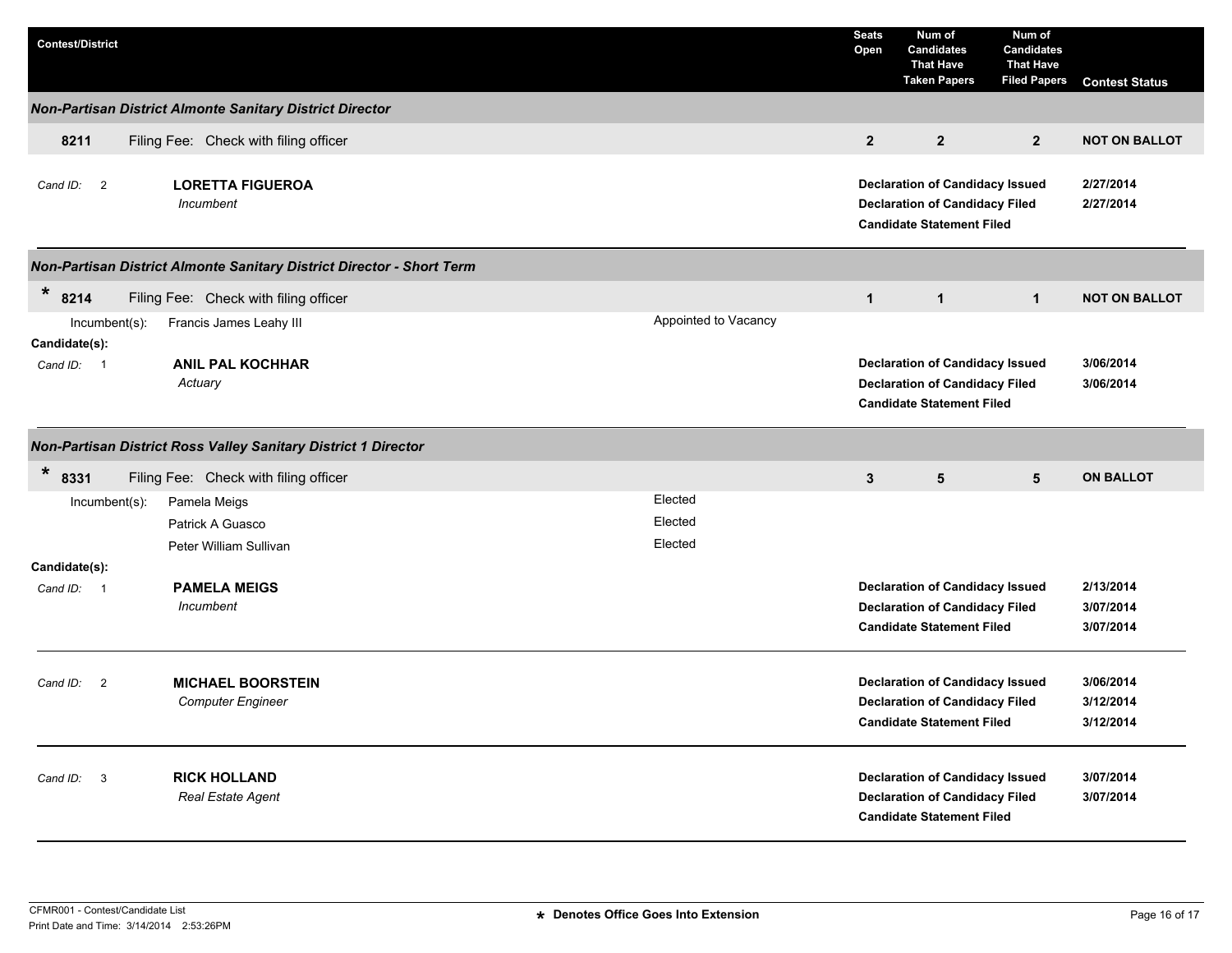| Contest/District | Seats Open | Num of Candidates That Have Taken Papers | Num of Candidates That Have Filed Papers | Contest Status |
|---|---|---|---|---|

### Non-Partisan District Almonte Sanitary District Director

| | | Seats Open | Taken Papers | Filed Papers | Contest Status |
|---|---|---|---|---|---|
| 8211 | Filing Fee: Check with filing officer | 2 | 2 | 2 | NOT ON BALLOT |

Cand ID: 2 — **LORETTA FIGUEROA**
*Incumbent*

| | |
|---|---|
| **Declaration of Candidacy Issued** | 2/27/2014 |
| **Declaration of Candidacy Filed** | 2/27/2014 |
| **Candidate Statement Filed** | |

### Non-Partisan District Almonte Sanitary District Director - Short Term

| | | Seats Open | Taken Papers | Filed Papers | Contest Status |
|---|---|---|---|---|---|
| * 8214 | Filing Fee: Check with filing officer | 1 | 1 | 1 | NOT ON BALLOT |

Incumbent(s): Francis James Leahy III — Appointed to Vacancy

Candidate(s):

Cand ID: 1 — **ANIL PAL KOCHHAR**
*Actuary*

| | |
|---|---|
| **Declaration of Candidacy Issued** | 3/06/2014 |
| **Declaration of Candidacy Filed** | 3/06/2014 |
| **Candidate Statement Filed** | |

### Non-Partisan District Ross Valley Sanitary District 1 Director

| | | Seats Open | Taken Papers | Filed Papers | Contest Status |
|---|---|---|---|---|---|
| * 8331 | Filing Fee: Check with filing officer | 3 | 5 | 5 | ON BALLOT |

Incumbent(s):
- Pamela Meigs — Elected
- Patrick A Guasco — Elected
- Peter William Sullivan — Elected

Candidate(s):

Cand ID: 1 — **PAMELA MEIGS**
*Incumbent*

| | |
|---|---|
| **Declaration of Candidacy Issued** | 2/13/2014 |
| **Declaration of Candidacy Filed** | 3/07/2014 |
| **Candidate Statement Filed** | 3/07/2014 |

Cand ID: 2 — **MICHAEL BOORSTEIN**
*Computer Engineer*

| | |
|---|---|
| **Declaration of Candidacy Issued** | 3/06/2014 |
| **Declaration of Candidacy Filed** | 3/12/2014 |
| **Candidate Statement Filed** | 3/12/2014 |

Cand ID: 3 — **RICK HOLLAND**
*Real Estate Agent*

| | |
|---|---|
| **Declaration of Candidacy Issued** | 3/07/2014 |
| **Declaration of Candidacy Filed** | 3/07/2014 |
| **Candidate Statement Filed** | |

CFMR001 - Contest/Candidate List
Print Date and Time: 3/14/2014 2:53:26PM

* Denotes Office Goes Into Extension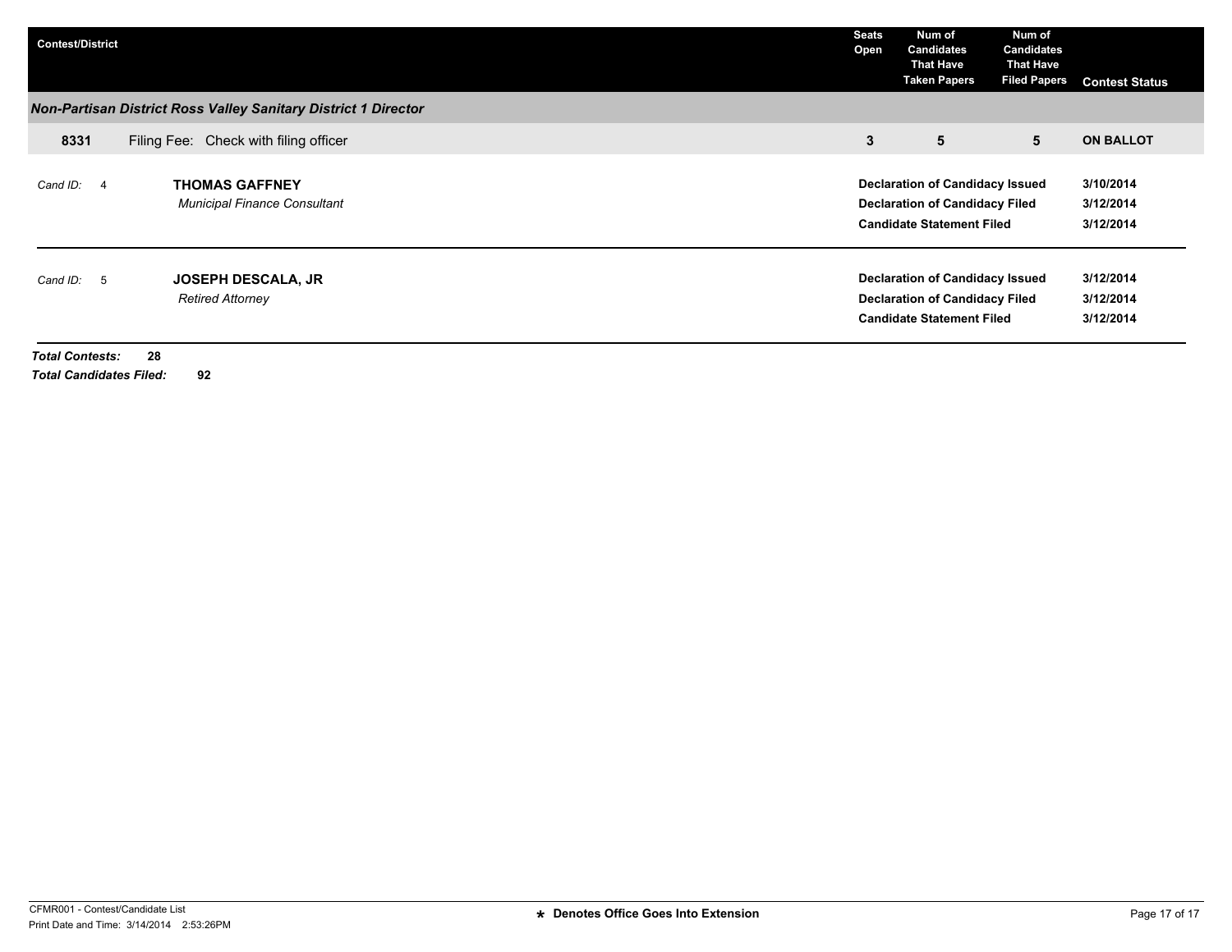| Contest/District | | Seats Open | Num of Candidates That Have Taken Papers | Num of Candidates That Have Filed Papers | Contest Status |
|---|---|---|---|---|---|
| ***Non-Partisan District Ross Valley Sanitary District 1 Director*** | | | | | |
| **8331** | Filing Fee: Check with filing officer | **3** | **5** | **5** | **ON BALLOT** |

| | | | |
|---|---|---|---|
| *Cand ID:* 4 | **THOMAS GAFFNEY**<br>*Municipal Finance Consultant* | **Declaration of Candidacy Issued**<br>**Declaration of Candidacy Filed**<br>**Candidate Statement Filed** | **3/10/2014**<br>**3/12/2014**<br>**3/12/2014** |
| *Cand ID:* 5 | **JOSEPH DESCALA, JR**<br>*Retired Attorney* | **Declaration of Candidacy Issued**<br>**Declaration of Candidacy Filed**<br>**Candidate Statement Filed** | **3/12/2014**<br>**3/12/2014**<br>**3/12/2014** |

***Total Contests:*** **28**

***Total Candidates Filed:*** **92**

CFMR001 - Contest/Candidate List
Print Date and Time: 3/14/2014 2:53:26PM

**\* Denotes Office Goes Into Extension**